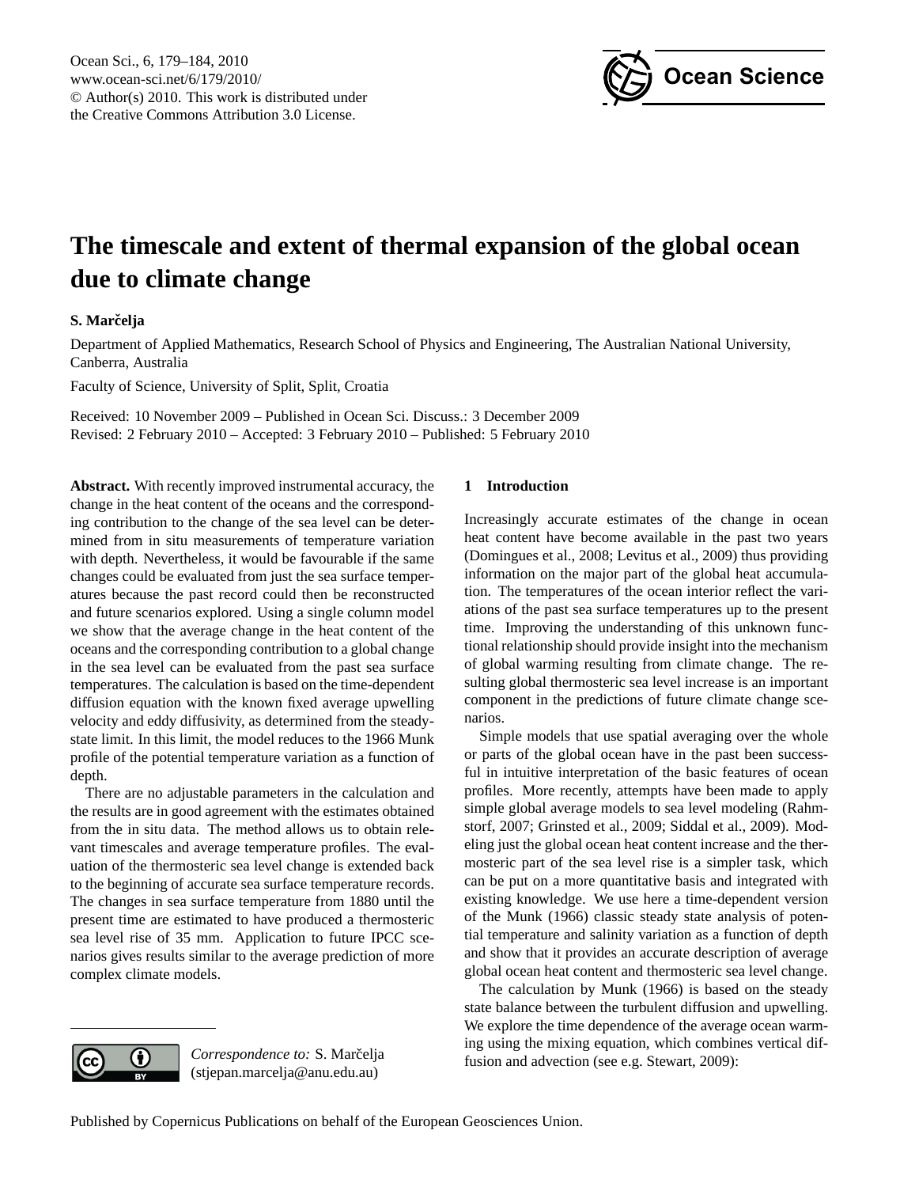# The timescale and extent of thermal expansion of the global ocean due to climate change

**S. Marčelja**

Department of Applied Mathematics, Research School of Physics and Engineering, The Australian National University, Canberra, Australia

Faculty of Science, University of Split, Split, Croatia

Received: 10 November 2009 – Published in Ocean Sci. Discuss.: 3 December 2009
Revised: 2 February 2010 – Accepted: 3 February 2010 – Published: 5 February 2010

**Abstract.** With recently improved instrumental accuracy, the change in the heat content of the oceans and the corresponding contribution to the change of the sea level can be determined from in situ measurements of temperature variation with depth. Nevertheless, it would be favourable if the same changes could be evaluated from just the sea surface temperatures because the past record could then be reconstructed and future scenarios explored. Using a single column model we show that the average change in the heat content of the oceans and the corresponding contribution to a global change in the sea level can be evaluated from the past sea surface temperatures. The calculation is based on the time-dependent diffusion equation with the known fixed average upwelling velocity and eddy diffusivity, as determined from the steady-state limit. In this limit, the model reduces to the 1966 Munk profile of the potential temperature variation as a function of depth.

There are no adjustable parameters in the calculation and the results are in good agreement with the estimates obtained from the in situ data. The method allows us to obtain relevant timescales and average temperature profiles. The evaluation of the thermosteric sea level change is extended back to the beginning of accurate sea surface temperature records. The changes in sea surface temperature from 1880 until the present time are estimated to have produced a thermosteric sea level rise of 35 mm. Application to future IPCC scenarios gives results similar to the average prediction of more complex climate models.

*Correspondence to:* S. Marčelja (stjepan.marcelja@anu.edu.au)

## 1 Introduction

Increasingly accurate estimates of the change in ocean heat content have become available in the past two years (Domingues et al., 2008; Levitus et al., 2009) thus providing information on the major part of the global heat accumulation. The temperatures of the ocean interior reflect the variations of the past sea surface temperatures up to the present time. Improving the understanding of this unknown functional relationship should provide insight into the mechanism of global warming resulting from climate change. The resulting global thermosteric sea level increase is an important component in the predictions of future climate change scenarios.

Simple models that use spatial averaging over the whole or parts of the global ocean have in the past been successful in intuitive interpretation of the basic features of ocean profiles. More recently, attempts have been made to apply simple global average models to sea level modeling (Rahmstorf, 2007; Grinsted et al., 2009; Siddal et al., 2009). Modeling just the global ocean heat content increase and the thermosteric part of the sea level rise is a simpler task, which can be put on a more quantitative basis and integrated with existing knowledge. We use here a time-dependent version of the Munk (1966) classic steady state analysis of potential temperature and salinity variation as a function of depth and show that it provides an accurate description of average global ocean heat content and thermosteric sea level change.

The calculation by Munk (1966) is based on the steady state balance between the turbulent diffusion and upwelling. We explore the time dependence of the average ocean warming using the mixing equation, which combines vertical diffusion and advection (see e.g. Stewart, 2009):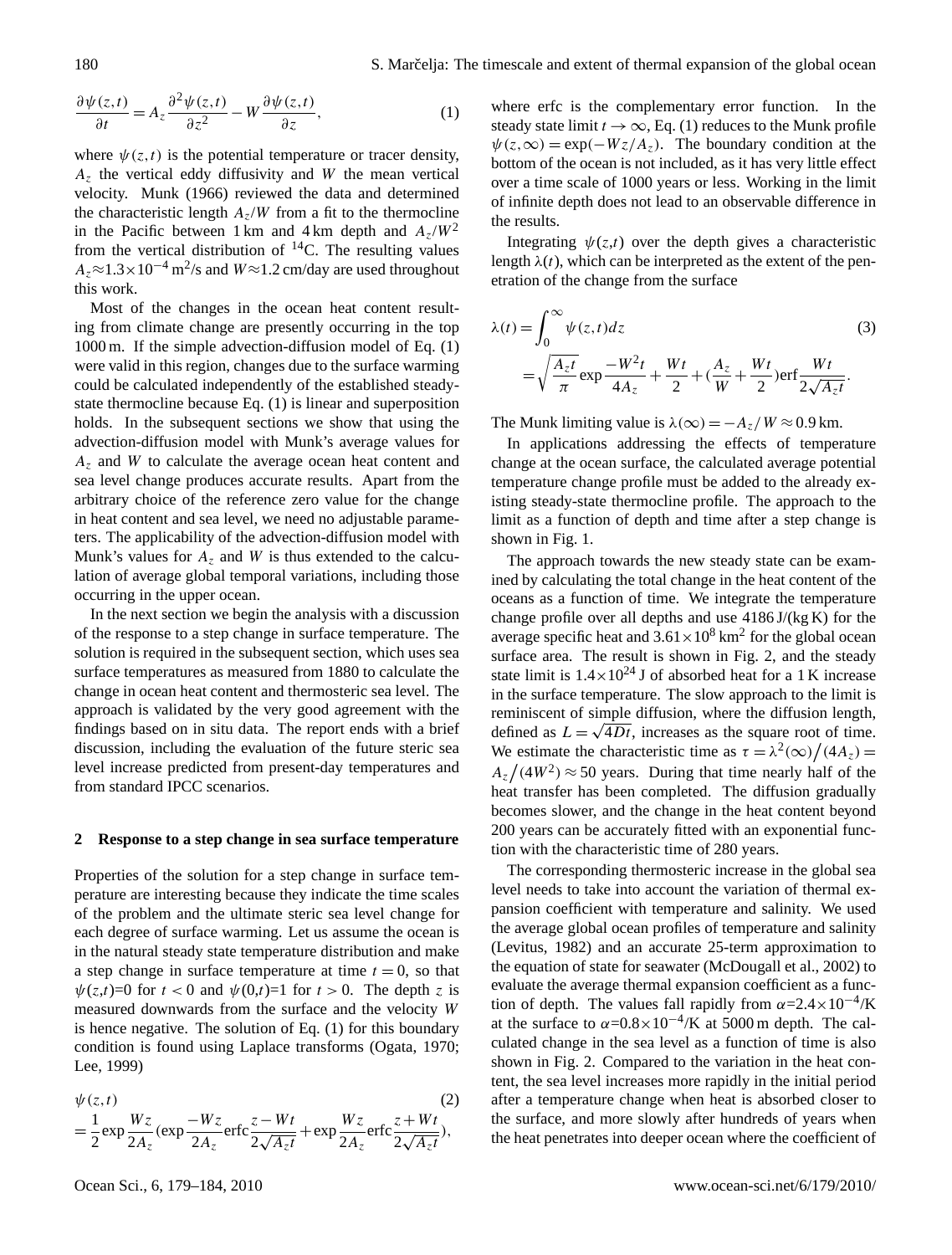$$\frac{\partial\psi(z,t)}{\partial t} = A_z \frac{\partial^2\psi(z,t)}{\partial z^2} - W\frac{\partial\psi(z,t)}{\partial z}, \tag{1}$$

where $\psi(z,t)$ is the potential temperature or tracer density, $A_z$ the vertical eddy diffusivity and $W$ the mean vertical velocity. Munk (1966) reviewed the data and determined the characteristic length $A_z/W$ from a fit to the thermocline in the Pacific between 1 km and 4 km depth and $A_z/W^2$ from the vertical distribution of $^{14}C$. The resulting values $A_z \approx 1.3\times10^{-4}\,m^2/s$ and $W \approx 1.2$ cm/day are used throughout this work.

Most of the changes in the ocean heat content resulting from climate change are presently occurring in the top 1000 m. If the simple advection-diffusion model of Eq. (1) were valid in this region, changes due to the surface warming could be calculated independently of the established steady-state thermocline because Eq. (1) is linear and superposition holds. In the subsequent sections we show that using the advection-diffusion model with Munk's average values for $A_z$ and $W$ to calculate the average ocean heat content and sea level change produces accurate results. Apart from the arbitrary choice of the reference zero value for the change in heat content and sea level, we need no adjustable parameters. The applicability of the advection-diffusion model with Munk's values for $A_z$ and $W$ is thus extended to the calculation of average global temporal variations, including those occurring in the upper ocean.

In the next section we begin the analysis with a discussion of the response to a step change in surface temperature. The solution is required in the subsequent section, which uses sea surface temperatures as measured from 1880 to calculate the change in ocean heat content and thermosteric sea level. The approach is validated by the very good agreement with the findings based on in situ data. The report ends with a brief discussion, including the evaluation of the future steric sea level increase predicted from present-day temperatures and from standard IPCC scenarios.

## 2 Response to a step change in sea surface temperature

Properties of the solution for a step change in surface temperature are interesting because they indicate the time scales of the problem and the ultimate steric sea level change for each degree of surface warming. Let us assume the ocean is in the natural steady state temperature distribution and make a step change in surface temperature at time $t=0$, so that $\psi(z,t)=0$ for $t<0$ and $\psi(0,t)=1$ for $t>0$. The depth $z$ is measured downwards from the surface and the velocity $W$ is hence negative. The solution of Eq. (1) for this boundary condition is found using Laplace transforms (Ogata, 1970; Lee, 1999)

$$\psi(z,t) = \frac{1}{2}\exp\frac{Wz}{2A_z}\left(\exp\frac{-Wz}{2A_z}\operatorname{erfc}\frac{z-Wt}{2\sqrt{A_z t}} + \exp\frac{Wz}{2A_z}\operatorname{erfc}\frac{z+Wt}{2\sqrt{A_z t}}\right), \tag{2}$$

where erfc is the complementary error function. In the steady state limit $t\to\infty$, Eq. (1) reduces to the Munk profile $\psi(z,\infty)=\exp(-Wz/A_z)$. The boundary condition at the bottom of the ocean is not included, as it has very little effect over a time scale of 1000 years or less. Working in the limit of infinite depth does not lead to an observable difference in the results.

Integrating $\psi(z,t)$ over the depth gives a characteristic length $\lambda(t)$, which can be interpreted as the extent of the penetration of the change from the surface

$$\lambda(t) = \int_0^\infty \psi(z,t)dz = \sqrt{\frac{A_z t}{\pi}}\exp\frac{-W^2t}{4A_z} + \frac{Wt}{2} + \left(\frac{A_z}{W}+\frac{Wt}{2}\right)\operatorname{erf}\frac{Wt}{2\sqrt{A_z t}}. \tag{3}$$

The Munk limiting value is $\lambda(\infty) = -A_z/W \approx 0.9$ km.

In applications addressing the effects of temperature change at the ocean surface, the calculated average potential temperature change profile must be added to the already existing steady-state thermocline profile. The approach to the limit as a function of depth and time after a step change is shown in Fig. 1.

The approach towards the new steady state can be examined by calculating the total change in the heat content of the oceans as a function of time. We integrate the temperature change profile over all depths and use 4186 J/(kg K) for the average specific heat and $3.61\times10^8\,km^2$ for the global ocean surface area. The result is shown in Fig. 2, and the steady state limit is $1.4\times10^{24}$ J of absorbed heat for a 1 K increase in the surface temperature. The slow approach to the limit is reminiscent of simple diffusion, where the diffusion length, defined as $L=\sqrt{4Dt}$, increases as the square root of time. We estimate the characteristic time as $\tau=\lambda^2(\infty)\big/(4A_z) = A_z\big/(4W^2)\approx 50$ years. During that time nearly half of the heat transfer has been completed. The diffusion gradually becomes slower, and the change in the heat content beyond 200 years can be accurately fitted with an exponential function with the characteristic time of 280 years.

The corresponding thermosteric increase in the global sea level needs to take into account the variation of thermal expansion coefficient with temperature and salinity. We used the average global ocean profiles of temperature and salinity (Levitus, 1982) and an accurate 25-term approximation to the equation of state for seawater (McDougall et al., 2002) to evaluate the average thermal expansion coefficient as a function of depth. The values fall rapidly from $\alpha=2.4\times10^{-4}$/K at the surface to $\alpha=0.8\times10^{-4}$/K at 5000 m depth. The calculated change in the sea level as a function of time is also shown in Fig. 2. Compared to the variation in the heat content, the sea level increases more rapidly in the initial period after a temperature change when heat is absorbed closer to the surface, and more slowly after hundreds of years when the heat penetrates into deeper ocean where the coefficient of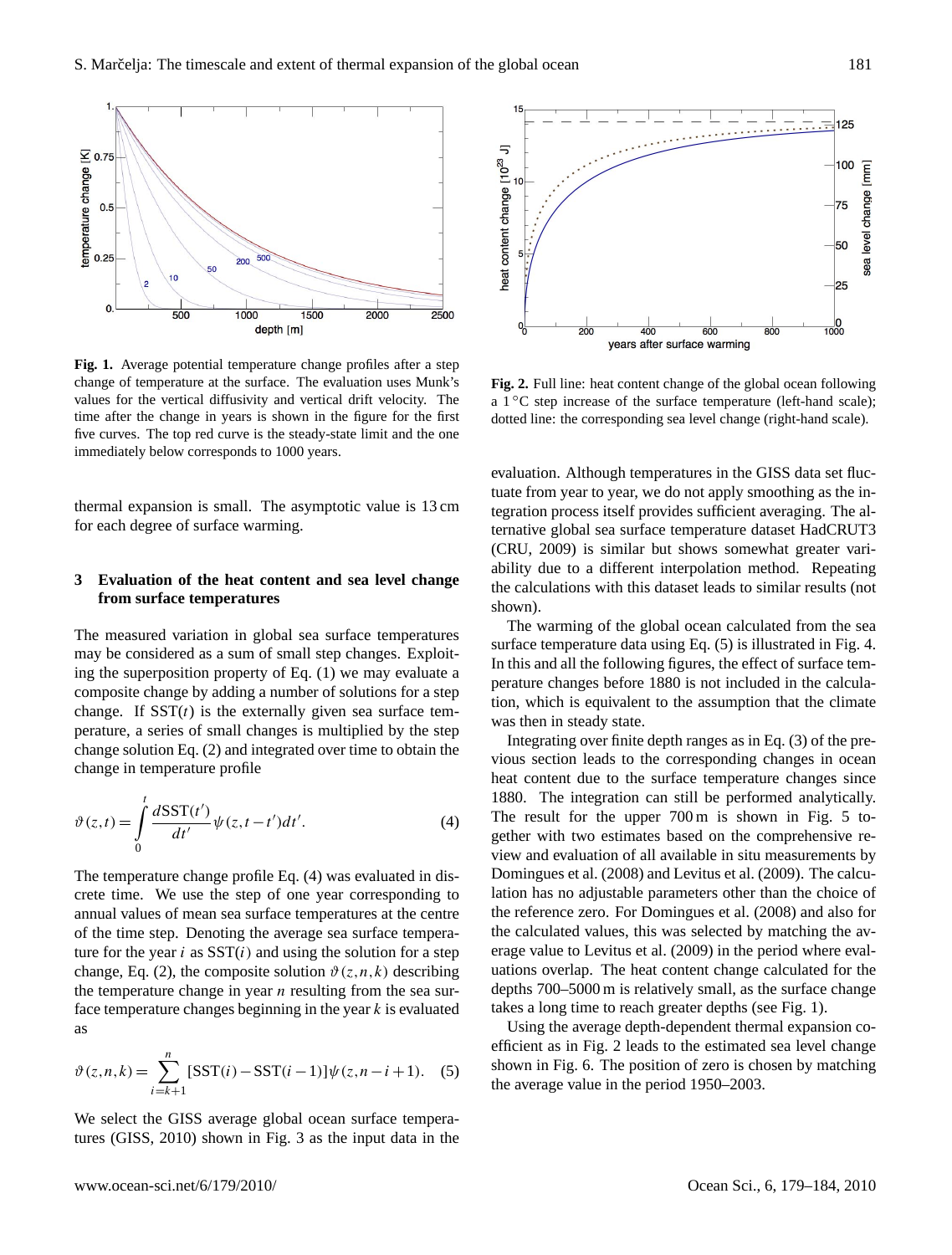**Fig. 1.** Average potential temperature change profiles after a step change of temperature at the surface. The evaluation uses Munk's values for the vertical diffusivity and vertical drift velocity. The time after the change in years is shown in the figure for the first five curves. The top red curve is the steady-state limit and the one immediately below corresponds to 1000 years.

**Fig. 2.** Full line: heat content change of the global ocean following a 1 °C step increase of the surface temperature (left-hand scale); dotted line: the corresponding sea level change (right-hand scale).

thermal expansion is small. The asymptotic value is 13 cm for each degree of surface warming.

## 3 Evaluation of the heat content and sea level change from surface temperatures

The measured variation in global sea surface temperatures may be considered as a sum of small step changes. Exploiting the superposition property of Eq. (1) we may evaluate a composite change by adding a number of solutions for a step change. If $\mathrm{SST}(t)$ is the externally given sea surface temperature, a series of small changes is multiplied by the step change solution Eq. (2) and integrated over time to obtain the change in temperature profile

$$\vartheta(z,t) = \int_0^t \frac{d\mathrm{SST}(t')}{dt'} \psi(z,t-t')dt'. \tag{4}$$

The temperature change profile Eq. (4) was evaluated in discrete time. We use the step of one year corresponding to annual values of mean sea surface temperatures at the centre of the time step. Denoting the average sea surface temperature for the year $i$ as $\mathrm{SST}(i)$ and using the solution for a step change, Eq. (2), the composite solution $\vartheta(z,n,k)$ describing the temperature change in year $n$ resulting from the sea surface temperature changes beginning in the year $k$ is evaluated as

$$\vartheta(z,n,k) = \sum_{i=k+1}^{n} [\mathrm{SST}(i) - \mathrm{SST}(i-1)]\psi(z,n-i+1). \tag{5}$$

We select the GISS average global ocean surface temperatures (GISS, 2010) shown in Fig. 3 as the input data in the evaluation. Although temperatures in the GISS data set fluctuate from year to year, we do not apply smoothing as the integration process itself provides sufficient averaging. The alternative global sea surface temperature dataset HadCRUT3 (CRU, 2009) is similar but shows somewhat greater variability due to a different interpolation method. Repeating the calculations with this dataset leads to similar results (not shown).

The warming of the global ocean calculated from the sea surface temperature data using Eq. (5) is illustrated in Fig. 4. In this and all the following figures, the effect of surface temperature changes before 1880 is not included in the calculation, which is equivalent to the assumption that the climate was then in steady state.

Integrating over finite depth ranges as in Eq. (3) of the previous section leads to the corresponding changes in ocean heat content due to the surface temperature changes since 1880. The integration can still be performed analytically. The result for the upper 700 m is shown in Fig. 5 together with two estimates based on the comprehensive review and evaluation of all available in situ measurements by Domingues et al. (2008) and Levitus et al. (2009). The calculation has no adjustable parameters other than the choice of the reference zero. For Domingues et al. (2008) and also for the calculated values, this was selected by matching the average value to Levitus et al. (2009) in the period where evaluations overlap. The heat content change calculated for the depths 700–5000 m is relatively small, as the surface change takes a long time to reach greater depths (see Fig. 1).

Using the average depth-dependent thermal expansion coefficient as in Fig. 2 leads to the estimated sea level change shown in Fig. 6. The position of zero is chosen by matching the average value in the period 1950–2003.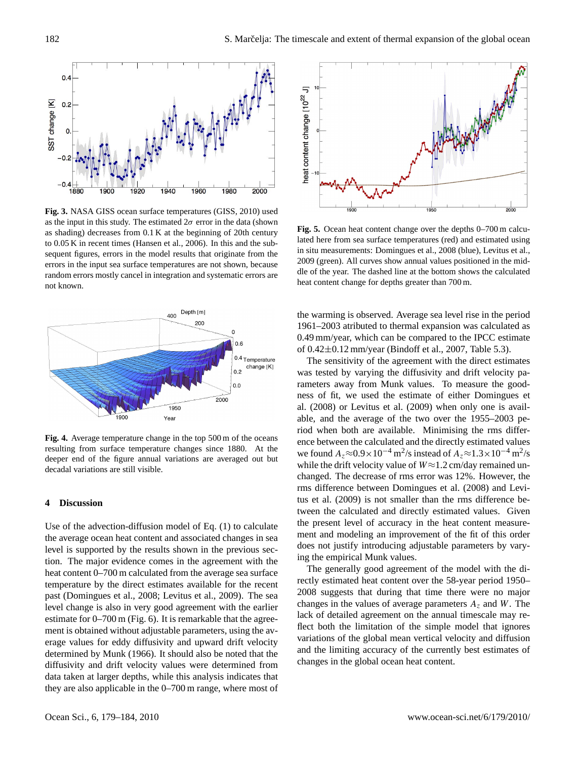**Fig. 3.** NASA GISS ocean surface temperatures (GISS, 2010) used as the input in this study. The estimated $2\sigma$ error in the data (shown as shading) decreases from 0.1 K at the beginning of 20th century to 0.05 K in recent times (Hansen et al., 2006). In this and the subsequent figures, errors in the model results that originate from the errors in the input sea surface temperatures are not shown, because random errors mostly cancel in integration and systematic errors are not known.

**Fig. 4.** Average temperature change in the top 500 m of the oceans resulting from surface temperature changes since 1880. At the deeper end of the figure annual variations are averaged out but decadal variations are still visible.

## 4 Discussion

Use of the advection-diffusion model of Eq. (1) to calculate the average ocean heat content and associated changes in sea level is supported by the results shown in the previous section. The major evidence comes in the agreement with the heat content 0–700 m calculated from the average sea surface temperature by the direct estimates available for the recent past (Domingues et al., 2008; Levitus et al., 2009). The sea level change is also in very good agreement with the earlier estimate for 0–700 m (Fig. 6). It is remarkable that the agreement is obtained without adjustable parameters, using the average values for eddy diffusivity and upward drift velocity determined by Munk (1966). It should also be noted that the diffusivity and drift velocity values were determined from data taken at larger depths, while this analysis indicates that they are also applicable in the 0–700 m range, where most of the warming is observed. Average sea level rise in the period 1961–2003 atributed to thermal expansion was calculated as 0.49 mm/year, which can be compared to the IPCC estimate of $0.42\pm0.12$ mm/year (Bindoff et al., 2007, Table 5.3).

The sensitivity of the agreement with the direct estimates was tested by varying the diffusivity and drift velocity parameters away from Munk values. To measure the goodness of fit, we used the estimate of either Domingues et al. (2008) or Levitus et al. (2009) when only one is available, and the average of the two over the 1955–2003 period when both are available. Minimising the rms difference between the calculated and the directly estimated values we found $A_z\approx0.9\times10^{-4}$ m$^2$/s instead of $A_z\approx1.3\times10^{-4}$ m$^2$/s while the drift velocity value of $W\approx1.2$ cm/day remained unchanged. The decrease of rms error was 12%. However, the rms difference between Domingues et al. (2008) and Levitus et al. (2009) is not smaller than the rms difference between the calculated and directly estimated values. Given the present level of accuracy in the heat content measurement and modeling an improvement of the fit of this order does not justify introducing adjustable parameters by varying the empirical Munk values.

The generally good agreement of the model with the directly estimated heat content over the 58-year period 1950–2008 suggests that during that time there were no major changes in the values of average parameters $A_z$ and $W$. The lack of detailed agreement on the annual timescale may reflect both the limitation of the simple model that ignores variations of the global mean vertical velocity and diffusion and the limiting accuracy of the currently best estimates of changes in the global ocean heat content.

**Fig. 5.** Ocean heat content change over the depths 0–700 m calculated here from sea surface temperatures (red) and estimated using in situ measurements: Domingues et al., 2008 (blue), Levitus et al., 2009 (green). All curves show annual values positioned in the middle of the year. The dashed line at the bottom shows the calculated heat content change for depths greater than 700 m.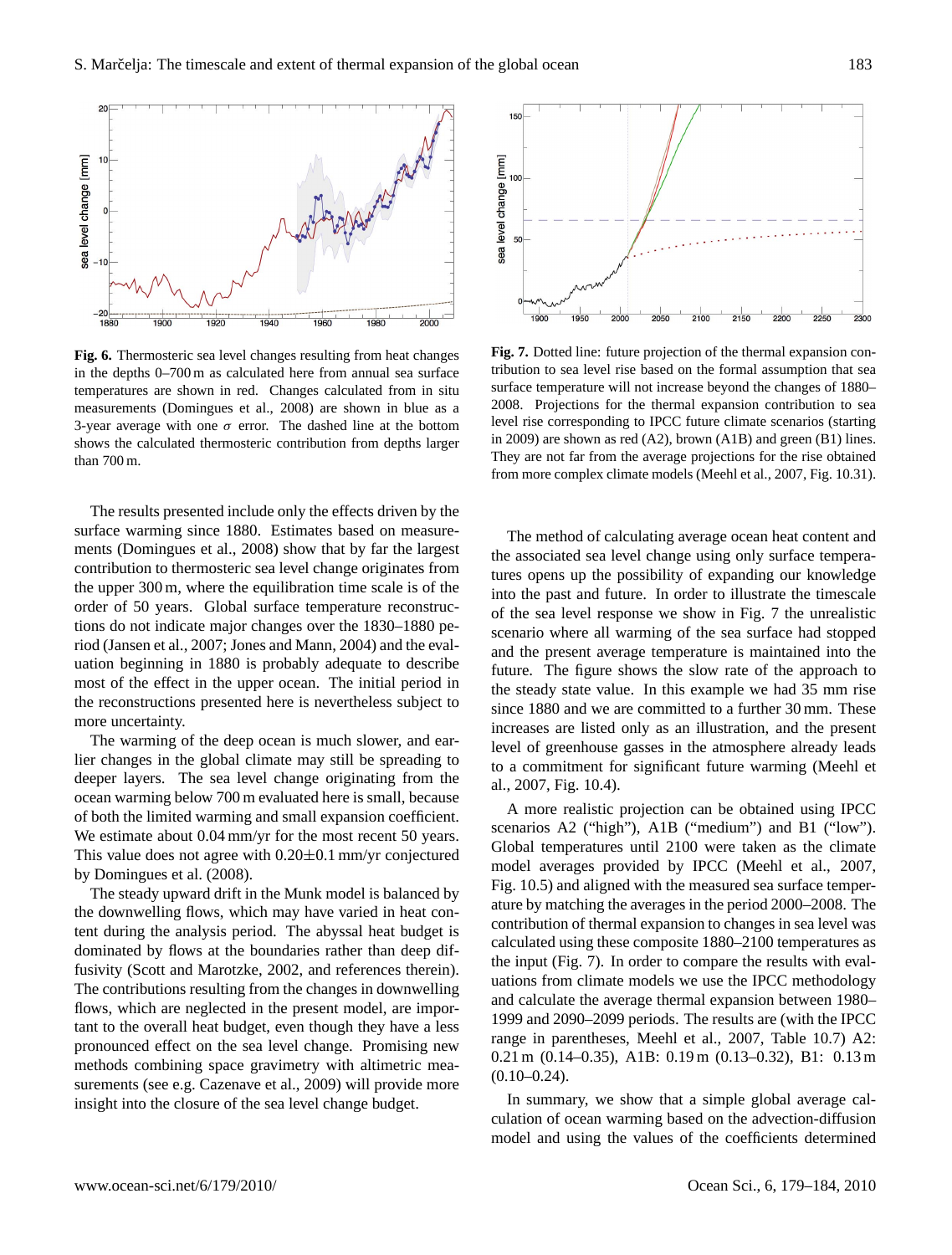**Fig. 6.** Thermosteric sea level changes resulting from heat changes in the depths 0–700 m as calculated here from annual sea surface temperatures are shown in red. Changes calculated from in situ measurements (Domingues et al., 2008) are shown in blue as a 3-year average with one $\sigma$ error. The dashed line at the bottom shows the calculated thermosteric contribution from depths larger than 700 m.

**Fig. 7.** Dotted line: future projection of the thermal expansion contribution to sea level rise based on the formal assumption that sea surface temperature will not increase beyond the changes of 1880–2008. Projections for the thermal expansion contribution to sea level rise corresponding to IPCC future climate scenarios (starting in 2009) are shown as red (A2), brown (A1B) and green (B1) lines. They are not far from the average projections for the rise obtained from more complex climate models (Meehl et al., 2007, Fig. 10.31).

The results presented include only the effects driven by the surface warming since 1880. Estimates based on measurements (Domingues et al., 2008) show that by far the largest contribution to thermosteric sea level change originates from the upper 300 m, where the equilibration time scale is of the order of 50 years. Global surface temperature reconstructions do not indicate major changes over the 1830–1880 period (Jansen et al., 2007; Jones and Mann, 2004) and the evaluation beginning in 1880 is probably adequate to describe most of the effect in the upper ocean. The initial period in the reconstructions presented here is nevertheless subject to more uncertainty.

The warming of the deep ocean is much slower, and earlier changes in the global climate may still be spreading to deeper layers. The sea level change originating from the ocean warming below 700 m evaluated here is small, because of both the limited warming and small expansion coefficient. We estimate about 0.04 mm/yr for the most recent 50 years. This value does not agree with 0.20±0.1 mm/yr conjectured by Domingues et al. (2008).

The steady upward drift in the Munk model is balanced by the downwelling flows, which may have varied in heat content during the analysis period. The abyssal heat budget is dominated by flows at the boundaries rather than deep diffusivity (Scott and Marotzke, 2002, and references therein). The contributions resulting from the changes in downwelling flows, which are neglected in the present model, are important to the overall heat budget, even though they have a less pronounced effect on the sea level change. Promising new methods combining space gravimetry with altimetric measurements (see e.g. Cazenave et al., 2009) will provide more insight into the closure of the sea level change budget.

The method of calculating average ocean heat content and the associated sea level change using only surface temperatures opens up the possibility of expanding our knowledge into the past and future. In order to illustrate the timescale of the sea level response we show in Fig. 7 the unrealistic scenario where all warming of the sea surface had stopped and the present average temperature is maintained into the future. The figure shows the slow rate of the approach to the steady state value. In this example we had 35 mm rise since 1880 and we are committed to a further 30 mm. These increases are listed only as an illustration, and the present level of greenhouse gasses in the atmosphere already leads to a commitment for significant future warming (Meehl et al., 2007, Fig. 10.4).

A more realistic projection can be obtained using IPCC scenarios A2 ("high"), A1B ("medium") and B1 ("low"). Global temperatures until 2100 were taken as the climate model averages provided by IPCC (Meehl et al., 2007, Fig. 10.5) and aligned with the measured sea surface temperature by matching the averages in the period 2000–2008. The contribution of thermal expansion to changes in sea level was calculated using these composite 1880–2100 temperatures as the input (Fig. 7). In order to compare the results with evaluations from climate models we use the IPCC methodology and calculate the average thermal expansion between 1980–1999 and 2090–2099 periods. The results are (with the IPCC range in parentheses, Meehl et al., 2007, Table 10.7) A2: 0.21 m (0.14–0.35), A1B: 0.19 m (0.13–0.32), B1: 0.13 m (0.10–0.24).

In summary, we show that a simple global average calculation of ocean warming based on the advection-diffusion model and using the values of the coefficients determined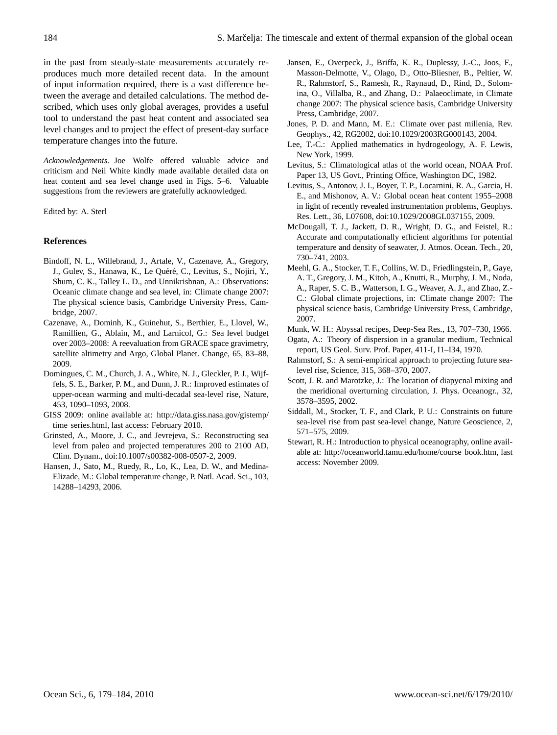in the past from steady-state measurements accurately reproduces much more detailed recent data. In the amount of input information required, there is a vast difference between the average and detailed calculations. The method described, which uses only global averages, provides a useful tool to understand the past heat content and associated sea level changes and to project the effect of present-day surface temperature changes into the future.

*Acknowledgements.* Joe Wolfe offered valuable advice and criticism and Neil White kindly made available detailed data on heat content and sea level change used in Figs. 5–6. Valuable suggestions from the reviewers are gratefully acknowledged.

Edited by: A. Sterl

## References

Bindoff, N. L., Willebrand, J., Artale, V., Cazenave, A., Gregory, J., Gulev, S., Hanawa, K., Le Quéré, C., Levitus, S., Nojiri, Y., Shum, C. K., Talley L. D., and Unnikrishnan, A.: Observations: Oceanic climate change and sea level, in: Climate change 2007: The physical science basis, Cambridge University Press, Cambridge, 2007.

Cazenave, A., Dominh, K., Guinehut, S., Berthier, E., Llovel, W., Ramillien, G., Ablain, M., and Larnicol, G.: Sea level budget over 2003–2008: A reevaluation from GRACE space gravimetry, satellite altimetry and Argo, Global Planet. Change, 65, 83–88, 2009.

Domingues, C. M., Church, J. A., White, N. J., Gleckler, P. J., Wijffels, S. E., Barker, P. M., and Dunn, J. R.: Improved estimates of upper-ocean warming and multi-decadal sea-level rise, Nature, 453, 1090–1093, 2008.

GISS 2009: online available at: http://data.giss.nasa.gov/gistemp/time_series.html, last access: February 2010.

Grinsted, A., Moore, J. C., and Jevrejeva, S.: Reconstructing sea level from paleo and projected temperatures 200 to 2100 AD, Clim. Dynam., doi:10.1007/s00382-008-0507-2, 2009.

Hansen, J., Sato, M., Ruedy, R., Lo, K., Lea, D. W., and Medina-Elizade, M.: Global temperature change, P. Natl. Acad. Sci., 103, 14288–14293, 2006.

Jansen, E., Overpeck, J., Briffa, K. R., Duplessy, J.-C., Joos, F., Masson-Delmotte, V., Olago, D., Otto-Bliesner, B., Peltier, W. R., Rahmstorf, S., Ramesh, R., Raynaud, D., Rind, D., Solomina, O., Villalba, R., and Zhang, D.: Palaeoclimate, in Climate change 2007: The physical science basis, Cambridge University Press, Cambridge, 2007.

Jones, P. D. and Mann, M. E.: Climate over past millenia, Rev. Geophys., 42, RG2002, doi:10.1029/2003RG000143, 2004.

Lee, T.-C.: Applied mathematics in hydrogeology, A. F. Lewis, New York, 1999.

Levitus, S.: Climatological atlas of the world ocean, NOAA Prof. Paper 13, US Govt., Printing Office, Washington DC, 1982.

Levitus, S., Antonov, J. I., Boyer, T. P., Locarnini, R. A., Garcia, H. E., and Mishonov, A. V.: Global ocean heat content 1955–2008 in light of recently revealed instrumentation problems, Geophys. Res. Lett., 36, L07608, doi:10.1029/2008GL037155, 2009.

McDougall, T. J., Jackett, D. R., Wright, D. G., and Feistel, R.: Accurate and computationally efficient algorithms for potential temperature and density of seawater, J. Atmos. Ocean. Tech., 20, 730–741, 2003.

Meehl, G. A., Stocker, T. F., Collins, W. D., Friedlingstein, P., Gaye, A. T., Gregory, J. M., Kitoh, A., Knutti, R., Murphy, J. M., Noda, A., Raper, S. C. B., Watterson, I. G., Weaver, A. J., and Zhao, Z.-C.: Global climate projections, in: Climate change 2007: The physical science basis, Cambridge University Press, Cambridge, 2007.

Munk, W. H.: Abyssal recipes, Deep-Sea Res., 13, 707–730, 1966.

Ogata, A.: Theory of dispersion in a granular medium, Technical report, US Geol. Surv. Prof. Paper, 411-I, I1–I34, 1970.

Rahmstorf, S.: A semi-empirical approach to projecting future sea-level rise, Science, 315, 368–370, 2007.

Scott, J. R. and Marotzke, J.: The location of diapycnal mixing and the meridional overturning circulation, J. Phys. Oceanogr., 32, 3578–3595, 2002.

Siddall, M., Stocker, T. F., and Clark, P. U.: Constraints on future sea-level rise from past sea-level change, Nature Geoscience, 2, 571–575, 2009.

Stewart, R. H.: Introduction to physical oceanography, online available at: http://oceanworld.tamu.edu/home/course_book.htm, last access: November 2009.